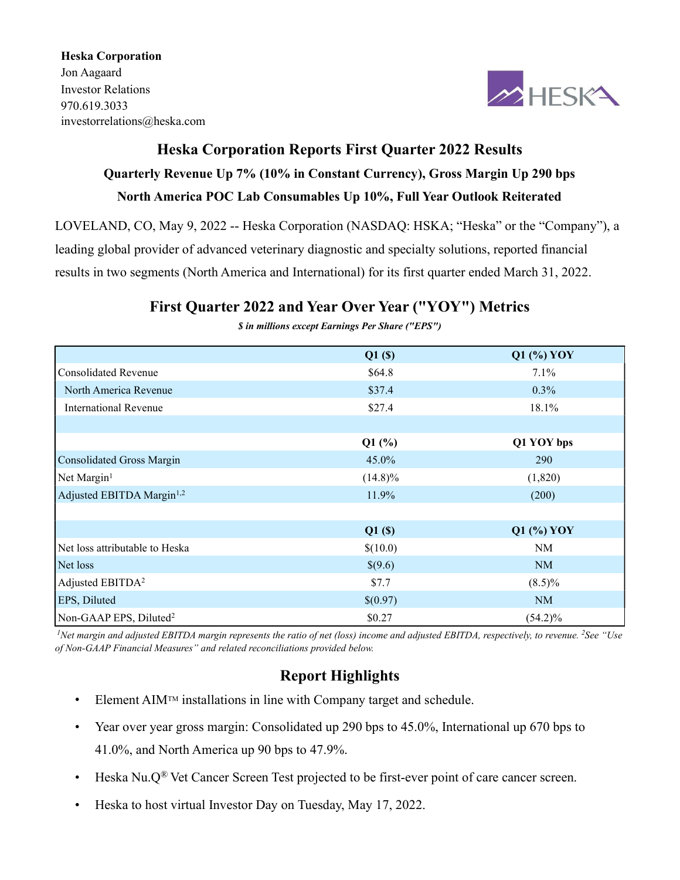**Heska Corporation**
Jon Aagaard
Investor Relations
970.619.3033
investorrelations@heska.com

# Heska Corporation Reports First Quarter 2022 Results

### Quarterly Revenue Up 7% (10% in Constant Currency), Gross Margin Up 290 bps

### North America POC Lab Consumables Up 10%, Full Year Outlook Reiterated

LOVELAND, CO, May 9, 2022 -- Heska Corporation (NASDAQ: HSKA; "Heska" or the "Company"), a leading global provider of advanced veterinary diagnostic and specialty solutions, reported financial results in two segments (North America and International) for its first quarter ended March 31, 2022.

## First Quarter 2022 and Year Over Year ("YOY") Metrics

***$ in millions except Earnings Per Share ("EPS")***

| | Q1 ($) | Q1 (%) YOY |
|---|---|---|
| Consolidated Revenue | $64.8 | 7.1% |
| North America Revenue | $37.4 | 0.3% |
| International Revenue | $27.4 | 18.1% |
| | | |
| | **Q1 (%)** | **Q1 YOY bps** |
| Consolidated Gross Margin | 45.0% | 290 |
| Net Margin[1] | (14.8)% | (1,820) |
| Adjusted EBITDA Margin[1,2] | 11.9% | (200) |
| | | |
| | **Q1 ($)** | **Q1 (%) YOY** |
| Net loss attributable to Heska | $(10.0) | NM |
| Net loss | $(9.6) | NM |
| Adjusted EBITDA[2] | $7.7 | (8.5)% |
| EPS, Diluted | $(0.97) | NM |
| Non-GAAP EPS, Diluted[2] | $0.27 | (54.2)% |

*[1]Net margin and adjusted EBITDA margin represents the ratio of net (loss) income and adjusted EBITDA, respectively, to revenue. [2]See "Use of Non-GAAP Financial Measures" and related reconciliations provided below.*

## Report Highlights

- Element AIM™ installations in line with Company target and schedule.
- Year over year gross margin: Consolidated up 290 bps to 45.0%, International up 670 bps to 41.0%, and North America up 90 bps to 47.9%.
- Heska Nu.Q® Vet Cancer Screen Test projected to be first-ever point of care cancer screen.
- Heska to host virtual Investor Day on Tuesday, May 17, 2022.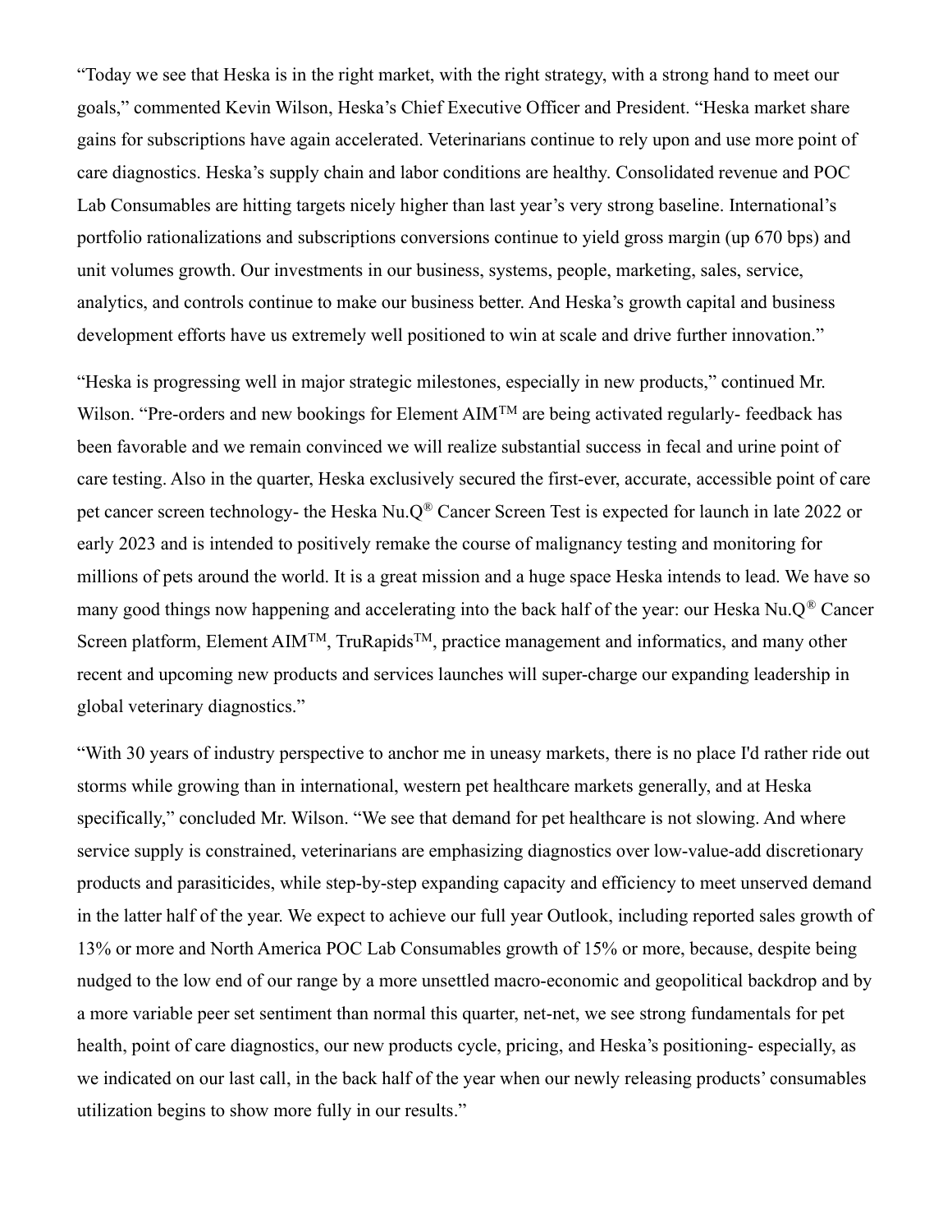"Today we see that Heska is in the right market, with the right strategy, with a strong hand to meet our goals," commented Kevin Wilson, Heska's Chief Executive Officer and President. "Heska market share gains for subscriptions have again accelerated. Veterinarians continue to rely upon and use more point of care diagnostics. Heska's supply chain and labor conditions are healthy. Consolidated revenue and POC Lab Consumables are hitting targets nicely higher than last year's very strong baseline. International's portfolio rationalizations and subscriptions conversions continue to yield gross margin (up 670 bps) and unit volumes growth. Our investments in our business, systems, people, marketing, sales, service, analytics, and controls continue to make our business better. And Heska's growth capital and business development efforts have us extremely well positioned to win at scale and drive further innovation."

"Heska is progressing well in major strategic milestones, especially in new products," continued Mr. Wilson. "Pre-orders and new bookings for Element AIM™ are being activated regularly- feedback has been favorable and we remain convinced we will realize substantial success in fecal and urine point of care testing. Also in the quarter, Heska exclusively secured the first-ever, accurate, accessible point of care pet cancer screen technology- the Heska Nu.Q® Cancer Screen Test is expected for launch in late 2022 or early 2023 and is intended to positively remake the course of malignancy testing and monitoring for millions of pets around the world. It is a great mission and a huge space Heska intends to lead. We have so many good things now happening and accelerating into the back half of the year: our Heska Nu.Q® Cancer Screen platform, Element AIM™, TruRapids™, practice management and informatics, and many other recent and upcoming new products and services launches will super-charge our expanding leadership in global veterinary diagnostics."

"With 30 years of industry perspective to anchor me in uneasy markets, there is no place I'd rather ride out storms while growing than in international, western pet healthcare markets generally, and at Heska specifically," concluded Mr. Wilson. "We see that demand for pet healthcare is not slowing. And where service supply is constrained, veterinarians are emphasizing diagnostics over low-value-add discretionary products and parasiticides, while step-by-step expanding capacity and efficiency to meet unserved demand in the latter half of the year. We expect to achieve our full year Outlook, including reported sales growth of 13% or more and North America POC Lab Consumables growth of 15% or more, because, despite being nudged to the low end of our range by a more unsettled macro-economic and geopolitical backdrop and by a more variable peer set sentiment than normal this quarter, net-net, we see strong fundamentals for pet health, point of care diagnostics, our new products cycle, pricing, and Heska's positioning- especially, as we indicated on our last call, in the back half of the year when our newly releasing products' consumables utilization begins to show more fully in our results."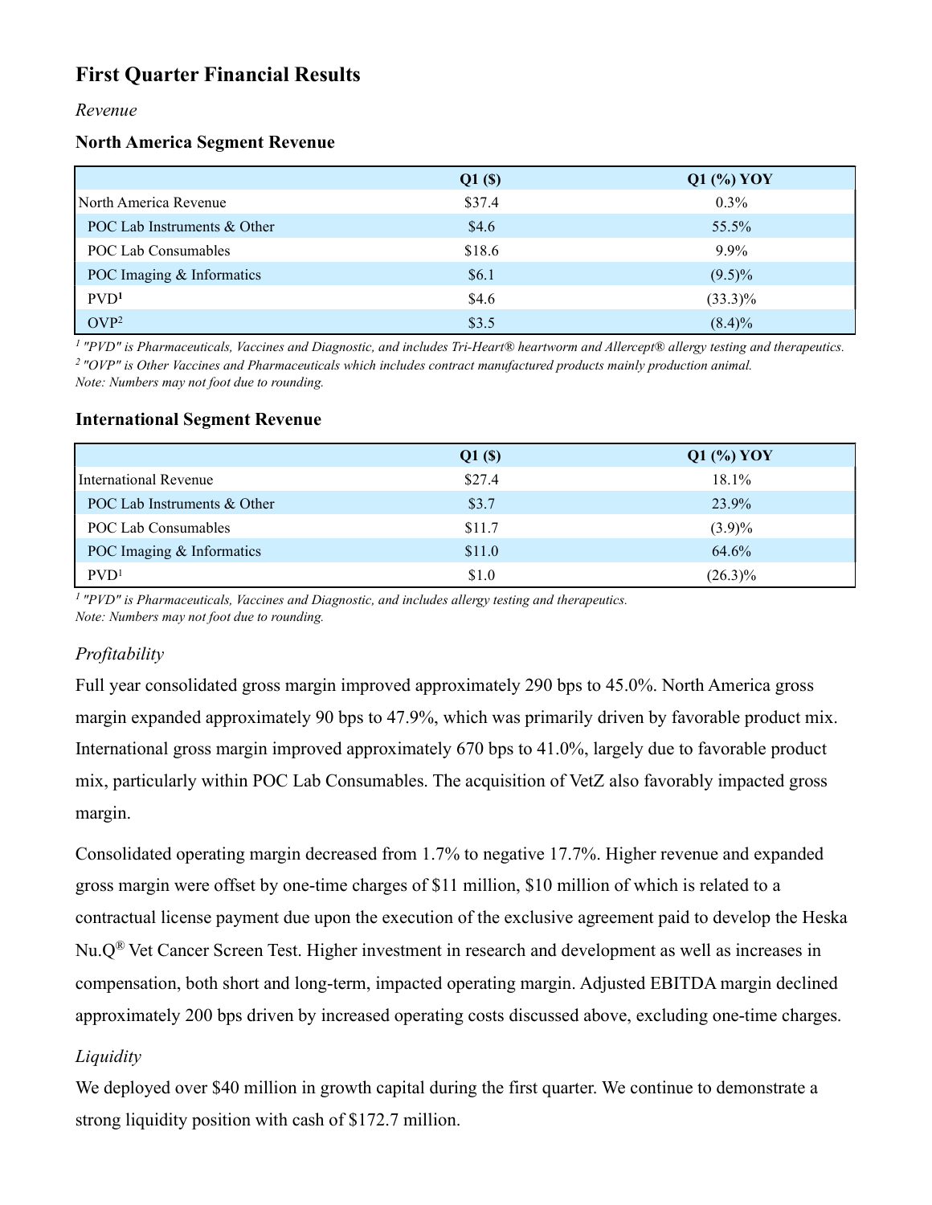# First Quarter Financial Results

*Revenue*

### North America Segment Revenue

| | Q1 ($) | Q1 (%) YOY |
|---|---|---|
| North America Revenue | $37.4 | 0.3% |
| POC Lab Instruments & Other | $4.6 | 55.5% |
| POC Lab Consumables | $18.6 | 9.9% |
| POC Imaging & Informatics | $6.1 | (9.5)% |
| PVD[1] | $4.6 | (33.3)% |
| OVP[2] | $3.5 | (8.4)% |

*[1] "PVD" is Pharmaceuticals, Vaccines and Diagnostic, and includes Tri-Heart® heartworm and Allercept® allergy testing and therapeutics.*
*[2] "OVP" is Other Vaccines and Pharmaceuticals which includes contract manufactured products mainly production animal.*
*Note: Numbers may not foot due to rounding.*

### International Segment Revenue

| | Q1 ($) | Q1 (%) YOY |
|---|---|---|
| International Revenue | $27.4 | 18.1% |
| POC Lab Instruments & Other | $3.7 | 23.9% |
| POC Lab Consumables | $11.7 | (3.9)% |
| POC Imaging & Informatics | $11.0 | 64.6% |
| PVD[1] | $1.0 | (26.3)% |

*[1] "PVD" is Pharmaceuticals, Vaccines and Diagnostic, and includes allergy testing and therapeutics.*
*Note: Numbers may not foot due to rounding.*

*Profitability*

Full year consolidated gross margin improved approximately 290 bps to 45.0%. North America gross margin expanded approximately 90 bps to 47.9%, which was primarily driven by favorable product mix. International gross margin improved approximately 670 bps to 41.0%, largely due to favorable product mix, particularly within POC Lab Consumables. The acquisition of VetZ also favorably impacted gross margin.

Consolidated operating margin decreased from 1.7% to negative 17.7%. Higher revenue and expanded gross margin were offset by one-time charges of $11 million, $10 million of which is related to a contractual license payment due upon the execution of the exclusive agreement paid to develop the Heska Nu.Q® Vet Cancer Screen Test. Higher investment in research and development as well as increases in compensation, both short and long-term, impacted operating margin. Adjusted EBITDA margin declined approximately 200 bps driven by increased operating costs discussed above, excluding one-time charges.

*Liquidity*

We deployed over $40 million in growth capital during the first quarter. We continue to demonstrate a strong liquidity position with cash of $172.7 million.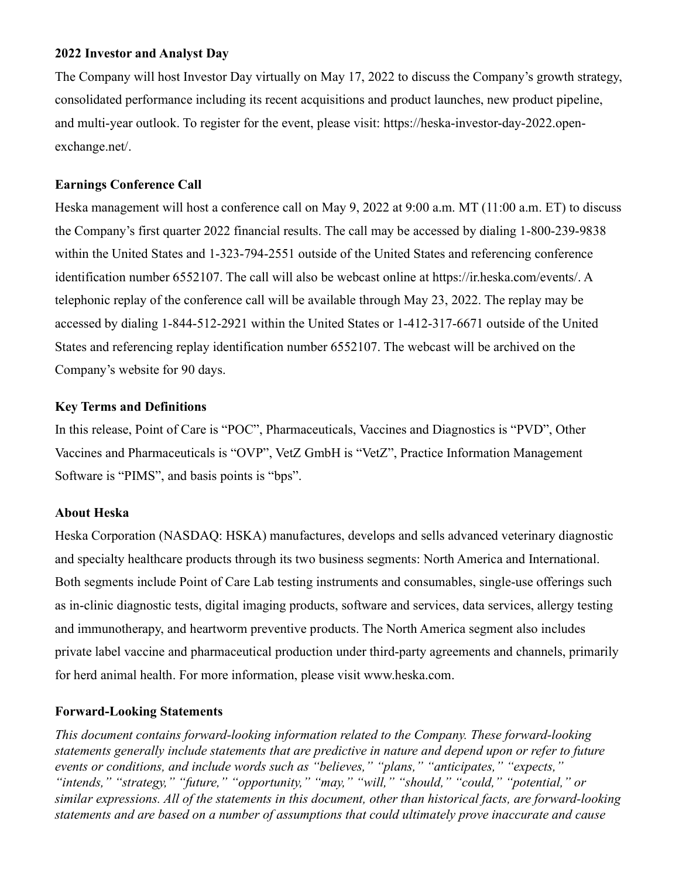**2022 Investor and Analyst Day**

The Company will host Investor Day virtually on May 17, 2022 to discuss the Company's growth strategy, consolidated performance including its recent acquisitions and product launches, new product pipeline, and multi-year outlook. To register for the event, please visit: https://heska-investor-day-2022.open-exchange.net/.

**Earnings Conference Call**

Heska management will host a conference call on May 9, 2022 at 9:00 a.m. MT (11:00 a.m. ET) to discuss the Company's first quarter 2022 financial results. The call may be accessed by dialing 1-800-239-9838 within the United States and 1-323-794-2551 outside of the United States and referencing conference identification number 6552107. The call will also be webcast online at https://ir.heska.com/events/. A telephonic replay of the conference call will be available through May 23, 2022. The replay may be accessed by dialing 1-844-512-2921 within the United States or 1-412-317-6671 outside of the United States and referencing replay identification number 6552107. The webcast will be archived on the Company's website for 90 days.

**Key Terms and Definitions**

In this release, Point of Care is "POC", Pharmaceuticals, Vaccines and Diagnostics is "PVD", Other Vaccines and Pharmaceuticals is "OVP", VetZ GmbH is "VetZ", Practice Information Management Software is "PIMS", and basis points is "bps".

**About Heska**

Heska Corporation (NASDAQ: HSKA) manufactures, develops and sells advanced veterinary diagnostic and specialty healthcare products through its two business segments: North America and International. Both segments include Point of Care Lab testing instruments and consumables, single-use offerings such as in-clinic diagnostic tests, digital imaging products, software and services, data services, allergy testing and immunotherapy, and heartworm preventive products. The North America segment also includes private label vaccine and pharmaceutical production under third-party agreements and channels, primarily for herd animal health. For more information, please visit www.heska.com.

**Forward-Looking Statements**

*This document contains forward-looking information related to the Company. These forward-looking statements generally include statements that are predictive in nature and depend upon or refer to future events or conditions, and include words such as "believes," "plans," "anticipates," "expects," "intends," "strategy," "future," "opportunity," "may," "will," "should," "could," "potential," or similar expressions. All of the statements in this document, other than historical facts, are forward-looking statements and are based on a number of assumptions that could ultimately prove inaccurate and cause*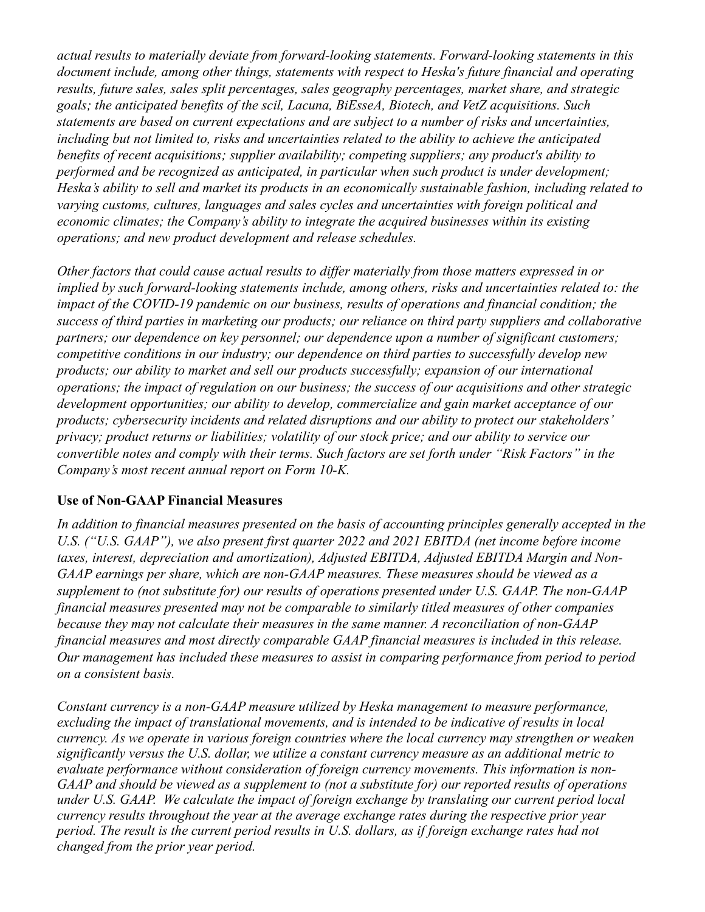*actual results to materially deviate from forward-looking statements. Forward-looking statements in this document include, among other things, statements with respect to Heska's future financial and operating results, future sales, sales split percentages, sales geography percentages, market share, and strategic goals; the anticipated benefits of the scil, Lacuna, BiEsseA, Biotech, and VetZ acquisitions. Such statements are based on current expectations and are subject to a number of risks and uncertainties, including but not limited to, risks and uncertainties related to the ability to achieve the anticipated benefits of recent acquisitions; supplier availability; competing suppliers; any product's ability to performed and be recognized as anticipated, in particular when such product is under development; Heska's ability to sell and market its products in an economically sustainable fashion, including related to varying customs, cultures, languages and sales cycles and uncertainties with foreign political and economic climates; the Company's ability to integrate the acquired businesses within its existing operations; and new product development and release schedules.*

*Other factors that could cause actual results to differ materially from those matters expressed in or implied by such forward-looking statements include, among others, risks and uncertainties related to: the impact of the COVID-19 pandemic on our business, results of operations and financial condition; the success of third parties in marketing our products; our reliance on third party suppliers and collaborative partners; our dependence on key personnel; our dependence upon a number of significant customers; competitive conditions in our industry; our dependence on third parties to successfully develop new products; our ability to market and sell our products successfully; expansion of our international operations; the impact of regulation on our business; the success of our acquisitions and other strategic development opportunities; our ability to develop, commercialize and gain market acceptance of our products; cybersecurity incidents and related disruptions and our ability to protect our stakeholders' privacy; product returns or liabilities; volatility of our stock price; and our ability to service our convertible notes and comply with their terms. Such factors are set forth under "Risk Factors" in the Company's most recent annual report on Form 10-K.*

**Use of Non-GAAP Financial Measures**

*In addition to financial measures presented on the basis of accounting principles generally accepted in the U.S. ("U.S. GAAP"), we also present first quarter 2022 and 2021 EBITDA (net income before income taxes, interest, depreciation and amortization), Adjusted EBITDA, Adjusted EBITDA Margin and Non-GAAP earnings per share, which are non-GAAP measures. These measures should be viewed as a supplement to (not substitute for) our results of operations presented under U.S. GAAP. The non-GAAP financial measures presented may not be comparable to similarly titled measures of other companies because they may not calculate their measures in the same manner. A reconciliation of non-GAAP financial measures and most directly comparable GAAP financial measures is included in this release. Our management has included these measures to assist in comparing performance from period to period on a consistent basis.*

*Constant currency is a non-GAAP measure utilized by Heska management to measure performance, excluding the impact of translational movements, and is intended to be indicative of results in local currency. As we operate in various foreign countries where the local currency may strengthen or weaken significantly versus the U.S. dollar, we utilize a constant currency measure as an additional metric to evaluate performance without consideration of foreign currency movements. This information is non-GAAP and should be viewed as a supplement to (not a substitute for) our reported results of operations under U.S. GAAP. We calculate the impact of foreign exchange by translating our current period local currency results throughout the year at the average exchange rates during the respective prior year period. The result is the current period results in U.S. dollars, as if foreign exchange rates had not changed from the prior year period.*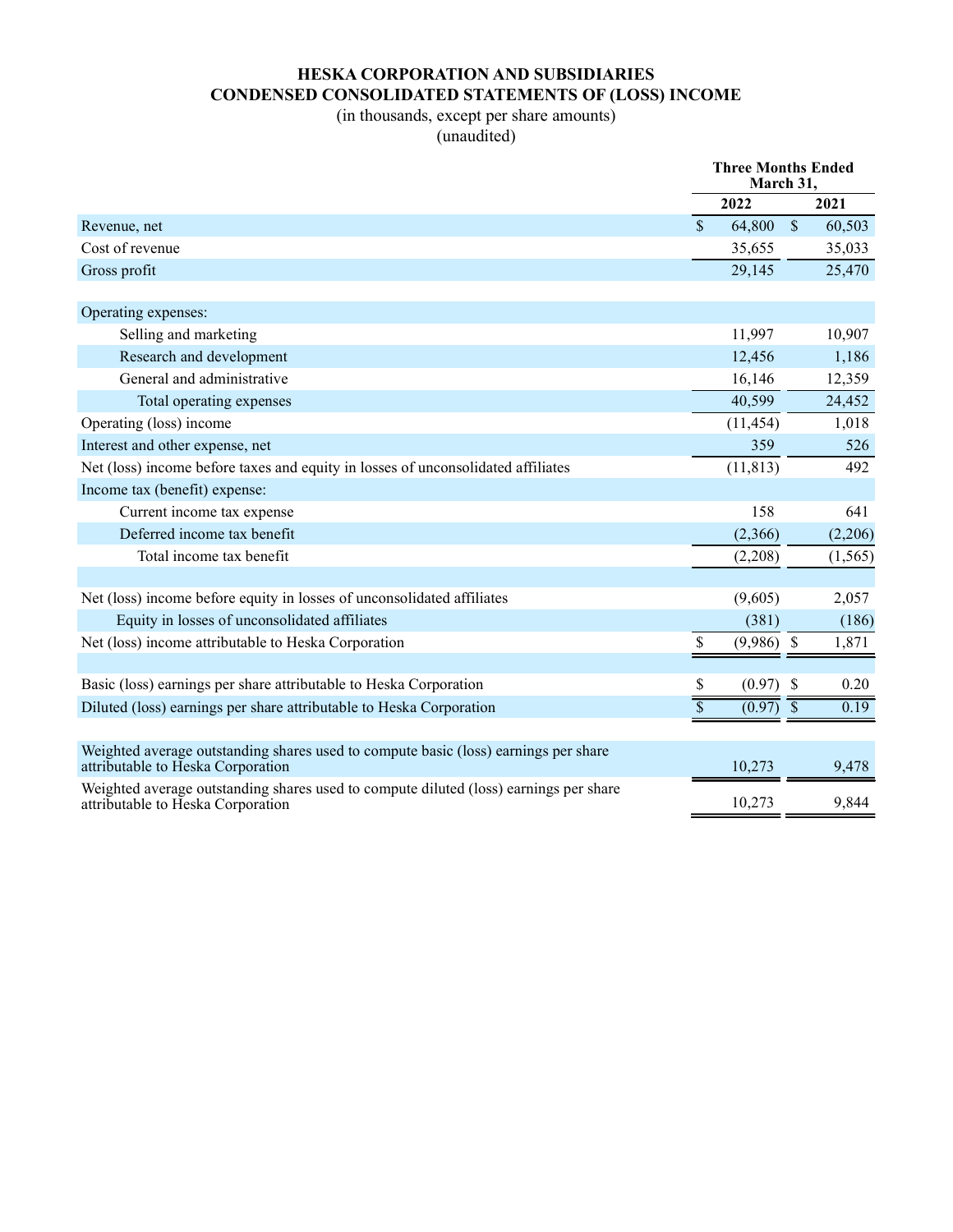# HESKA CORPORATION AND SUBSIDIARIES
## CONDENSED CONSOLIDATED STATEMENTS OF (LOSS) INCOME

(in thousands, except per share amounts)
(unaudited)

| | Three Months Ended March 31, | |
|---|---|---|
| | 2022 | 2021 |
| Revenue, net | $ 64,800 | $ 60,503 |
| Cost of revenue | 35,655 | 35,033 |
| Gross profit | 29,145 | 25,470 |
| | | |
| Operating expenses: | | |
| Selling and marketing | 11,997 | 10,907 |
| Research and development | 12,456 | 1,186 |
| General and administrative | 16,146 | 12,359 |
| Total operating expenses | 40,599 | 24,452 |
| Operating (loss) income | (11,454) | 1,018 |
| Interest and other expense, net | 359 | 526 |
| Net (loss) income before taxes and equity in losses of unconsolidated affiliates | (11,813) | 492 |
| Income tax (benefit) expense: | | |
| Current income tax expense | 158 | 641 |
| Deferred income tax benefit | (2,366) | (2,206) |
| Total income tax benefit | (2,208) | (1,565) |
| | | |
| Net (loss) income before equity in losses of unconsolidated affiliates | (9,605) | 2,057 |
| Equity in losses of unconsolidated affiliates | (381) | (186) |
| Net (loss) income attributable to Heska Corporation | $ (9,986) | $ 1,871 |
| | | |
| Basic (loss) earnings per share attributable to Heska Corporation | $ (0.97) | $ 0.20 |
| Diluted (loss) earnings per share attributable to Heska Corporation | $ (0.97) | $ 0.19 |
| | | |
| Weighted average outstanding shares used to compute basic (loss) earnings per share attributable to Heska Corporation | 10,273 | 9,478 |
| Weighted average outstanding shares used to compute diluted (loss) earnings per share attributable to Heska Corporation | 10,273 | 9,844 |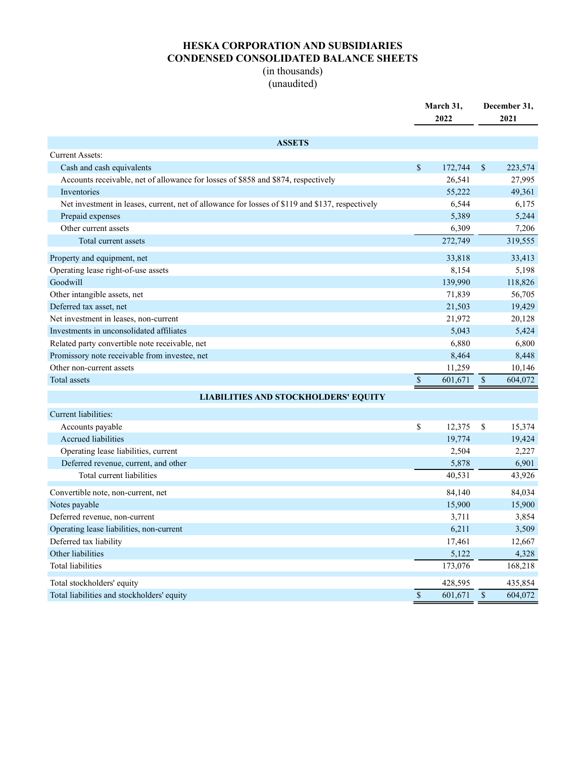# HESKA CORPORATION AND SUBSIDIARIES
## CONDENSED CONSOLIDATED BALANCE SHEETS
(in thousands)
(unaudited)

| | March 31, 2022 | December 31, 2021 |
|---|---|---|
| **ASSETS** | | |
| Current Assets: | | |
| Cash and cash equivalents | $ 172,744 | $ 223,574 |
| Accounts receivable, net of allowance for losses of $858 and $874, respectively | 26,541 | 27,995 |
| Inventories | 55,222 | 49,361 |
| Net investment in leases, current, net of allowance for losses of $119 and $137, respectively | 6,544 | 6,175 |
| Prepaid expenses | 5,389 | 5,244 |
| Other current assets | 6,309 | 7,206 |
| Total current assets | 272,749 | 319,555 |
| Property and equipment, net | 33,818 | 33,413 |
| Operating lease right-of-use assets | 8,154 | 5,198 |
| Goodwill | 139,990 | 118,826 |
| Other intangible assets, net | 71,839 | 56,705 |
| Deferred tax asset, net | 21,503 | 19,429 |
| Net investment in leases, non-current | 21,972 | 20,128 |
| Investments in unconsolidated affiliates | 5,043 | 5,424 |
| Related party convertible note receivable, net | 6,880 | 6,800 |
| Promissory note receivable from investee, net | 8,464 | 8,448 |
| Other non-current assets | 11,259 | 10,146 |
| Total assets | $ 601,671 | $ 604,072 |
| **LIABILITIES AND STOCKHOLDERS' EQUITY** | | |
| Current liabilities: | | |
| Accounts payable | $ 12,375 | $ 15,374 |
| Accrued liabilities | 19,774 | 19,424 |
| Operating lease liabilities, current | 2,504 | 2,227 |
| Deferred revenue, current, and other | 5,878 | 6,901 |
| Total current liabilities | 40,531 | 43,926 |
| Convertible note, non-current, net | 84,140 | 84,034 |
| Notes payable | 15,900 | 15,900 |
| Deferred revenue, non-current | 3,711 | 3,854 |
| Operating lease liabilities, non-current | 6,211 | 3,509 |
| Deferred tax liability | 17,461 | 12,667 |
| Other liabilities | 5,122 | 4,328 |
| Total liabilities | 173,076 | 168,218 |
| Total stockholders' equity | 428,595 | 435,854 |
| Total liabilities and stockholders' equity | $ 601,671 | $ 604,072 |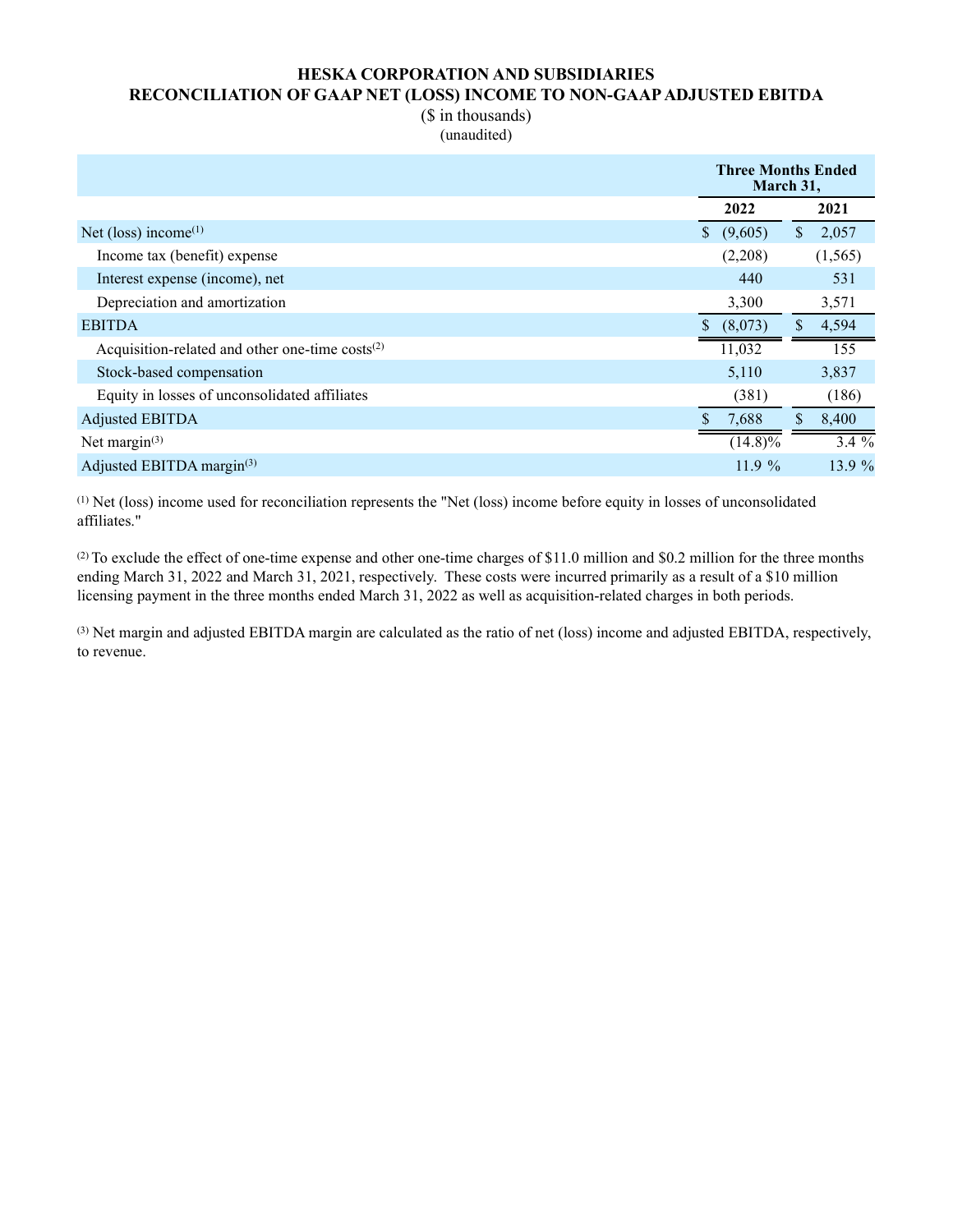# HESKA CORPORATION AND SUBSIDIARIES
## RECONCILIATION OF GAAP NET (LOSS) INCOME TO NON-GAAP ADJUSTED EBITDA

($ in thousands)
(unaudited)

| | Three Months Ended March 31, | |
|---|---|---|
| | 2022 | 2021 |
| Net (loss) income[1] | $ (9,605) | $ 2,057 |
| Income tax (benefit) expense | (2,208) | (1,565) |
| Interest expense (income), net | 440 | 531 |
| Depreciation and amortization | 3,300 | 3,571 |
| EBITDA | $ (8,073) | $ 4,594 |
| Acquisition-related and other one-time costs[2] | 11,032 | 155 |
| Stock-based compensation | 5,110 | 3,837 |
| Equity in losses of unconsolidated affiliates | (381) | (186) |
| Adjusted EBITDA | $ 7,688 | $ 8,400 |
| Net margin[3] | (14.8)% | 3.4 % |
| Adjusted EBITDA margin[3] | 11.9 % | 13.9 % |

[1] Net (loss) income used for reconciliation represents the "Net (loss) income before equity in losses of unconsolidated affiliates."

[2] To exclude the effect of one-time expense and other one-time charges of $11.0 million and $0.2 million for the three months ending March 31, 2022 and March 31, 2021, respectively. These costs were incurred primarily as a result of a $10 million licensing payment in the three months ended March 31, 2022 as well as acquisition-related charges in both periods.

[3] Net margin and adjusted EBITDA margin are calculated as the ratio of net (loss) income and adjusted EBITDA, respectively, to revenue.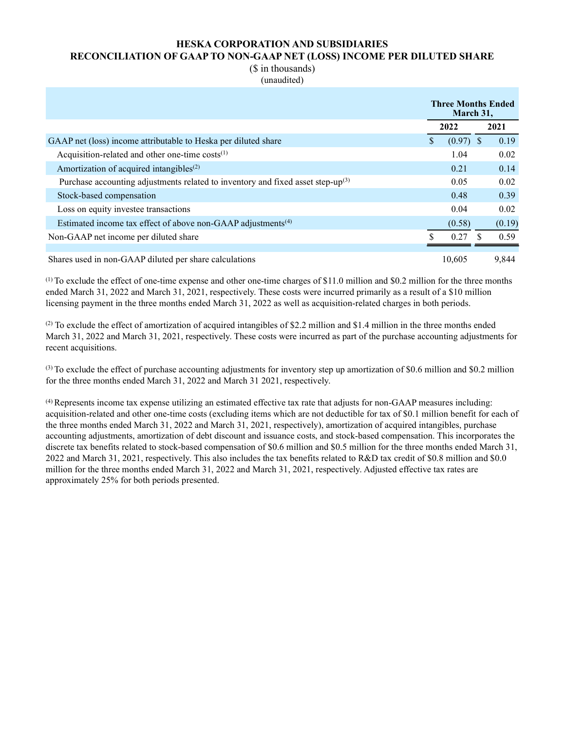# HESKA CORPORATION AND SUBSIDIARIES
## RECONCILIATION OF GAAP TO NON-GAAP NET (LOSS) INCOME PER DILUTED SHARE

($ in thousands)
(unaudited)

| | Three Months Ended March 31, | |
|---|---|---|
| | 2022 | 2021 |
| GAAP net (loss) income attributable to Heska per diluted share | $ (0.97) | $ 0.19 |
| Acquisition-related and other one-time costs[(1)] | 1.04 | 0.02 |
| Amortization of acquired intangibles[(2)] | 0.21 | 0.14 |
| Purchase accounting adjustments related to inventory and fixed asset step-up[(3)] | 0.05 | 0.02 |
| Stock-based compensation | 0.48 | 0.39 |
| Loss on equity investee transactions | 0.04 | 0.02 |
| Estimated income tax effect of above non-GAAP adjustments[(4)] | (0.58) | (0.19) |
| Non-GAAP net income per diluted share | $ 0.27 | $ 0.59 |
| | | |
| Shares used in non-GAAP diluted per share calculations | 10,605 | 9,844 |

[(1)] To exclude the effect of one-time expense and other one-time charges of $11.0 million and $0.2 million for the three months ended March 31, 2022 and March 31, 2021, respectively. These costs were incurred primarily as a result of a $10 million licensing payment in the three months ended March 31, 2022 as well as acquisition-related charges in both periods.

[(2)] To exclude the effect of amortization of acquired intangibles of $2.2 million and $1.4 million in the three months ended March 31, 2022 and March 31, 2021, respectively. These costs were incurred as part of the purchase accounting adjustments for recent acquisitions.

[(3)] To exclude the effect of purchase accounting adjustments for inventory step up amortization of $0.6 million and $0.2 million for the three months ended March 31, 2022 and March 31 2021, respectively.

[(4)] Represents income tax expense utilizing an estimated effective tax rate that adjusts for non-GAAP measures including: acquisition-related and other one-time costs (excluding items which are not deductible for tax of $0.1 million benefit for each of the three months ended March 31, 2022 and March 31, 2021, respectively), amortization of acquired intangibles, purchase accounting adjustments, amortization of debt discount and issuance costs, and stock-based compensation. This incorporates the discrete tax benefits related to stock-based compensation of $0.6 million and $0.5 million for the three months ended March 31, 2022 and March 31, 2021, respectively. This also includes the tax benefits related to R&D tax credit of $0.8 million and $0.0 million for the three months ended March 31, 2022 and March 31, 2021, respectively. Adjusted effective tax rates are approximately 25% for both periods presented.